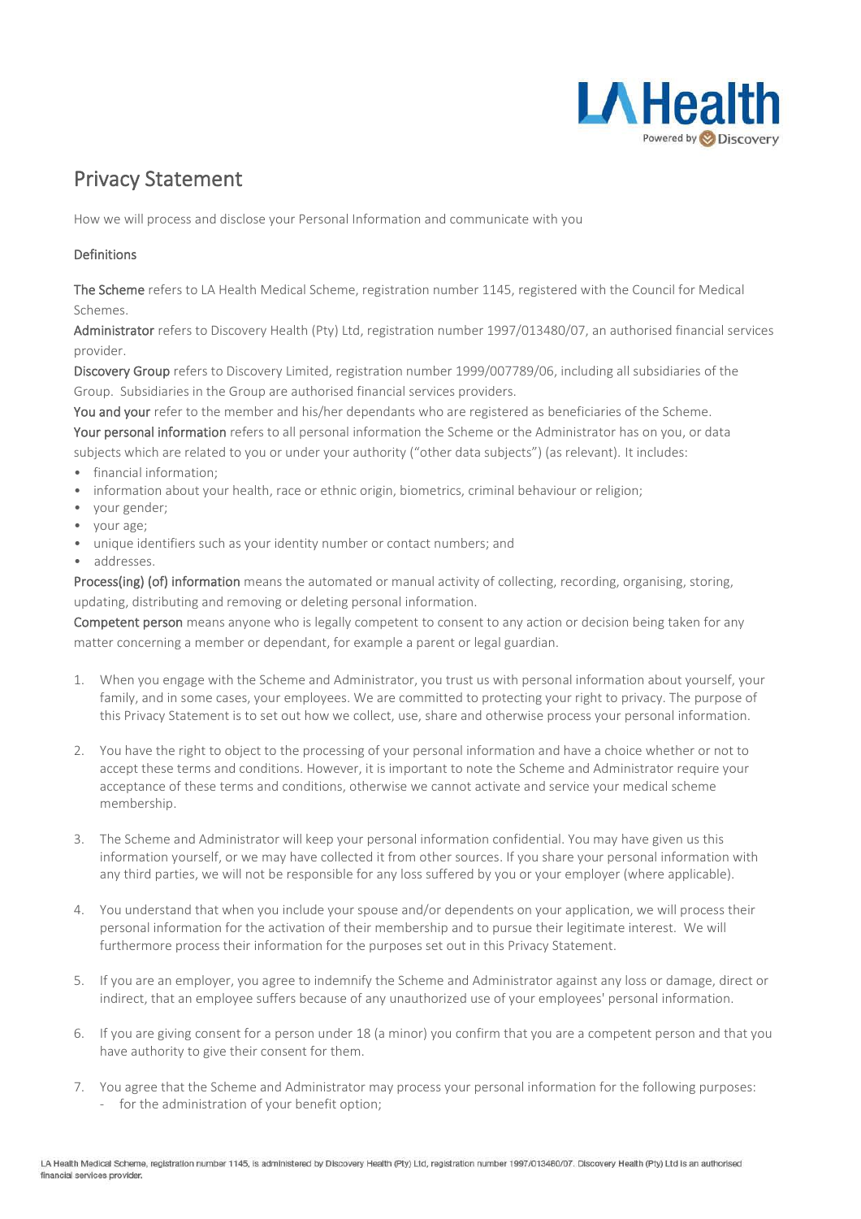# Privacy Statement

How we will process and disclose your Personal Information and communicate with you

## Definitions

**The Scheme** refers to LA Health Medical Scheme, registration number 1145, registered with the Council for Medical Schemes.

**Administrator** refers to Discovery Health (Pty) Ltd, registration number 1997/013480/07, an authorised financial services provider.

**Discovery Group** refers to Discovery Limited, registration number 1999/007789/06, including all subsidiaries of the Group. Subsidiaries in the Group are authorised financial services providers.

**You and your** refer to the member and his/her dependants who are registered as beneficiaries of the Scheme.

**Your personal information** refers to all personal information the Scheme or the Administrator has on you, or data subjects which are related to you or under your authority ("other data subjects") (as relevant). It includes:

- financial information;
- information about your health, race or ethnic origin, biometrics, criminal behaviour or religion;
- your gender;
- your age;
- unique identifiers such as your identity number or contact numbers; and
- addresses.

**Process(ing) (of) information** means the automated or manual activity of collecting, recording, organising, storing, updating, distributing and removing or deleting personal information.

**Competent person** means anyone who is legally competent to consent to any action or decision being taken for any matter concerning a member or dependant, for example a parent or legal guardian.

1. When you engage with the Scheme and Administrator, you trust us with personal information about yourself, your family, and in some cases, your employees. We are committed to protecting your right to privacy. The purpose of this Privacy Statement is to set out how we collect, use, share and otherwise process your personal information.

2. You have the right to object to the processing of your personal information and have a choice whether or not to accept these terms and conditions. However, it is important to note the Scheme and Administrator require your acceptance of these terms and conditions, otherwise we cannot activate and service your medical scheme membership.

3. The Scheme and Administrator will keep your personal information confidential. You may have given us this information yourself, or we may have collected it from other sources. If you share your personal information with any third parties, we will not be responsible for any loss suffered by you or your employer (where applicable).

4. You understand that when you include your spouse and/or dependents on your application, we will process their personal information for the activation of their membership and to pursue their legitimate interest. We will furthermore process their information for the purposes set out in this Privacy Statement.

5. If you are an employer, you agree to indemnify the Scheme and Administrator against any loss or damage, direct or indirect, that an employee suffers because of any unauthorized use of your employees' personal information.

6. If you are giving consent for a person under 18 (a minor) you confirm that you are a competent person and that you have authority to give their consent for them.

7. You agree that the Scheme and Administrator may process your personal information for the following purposes:
   - for the administration of your benefit option;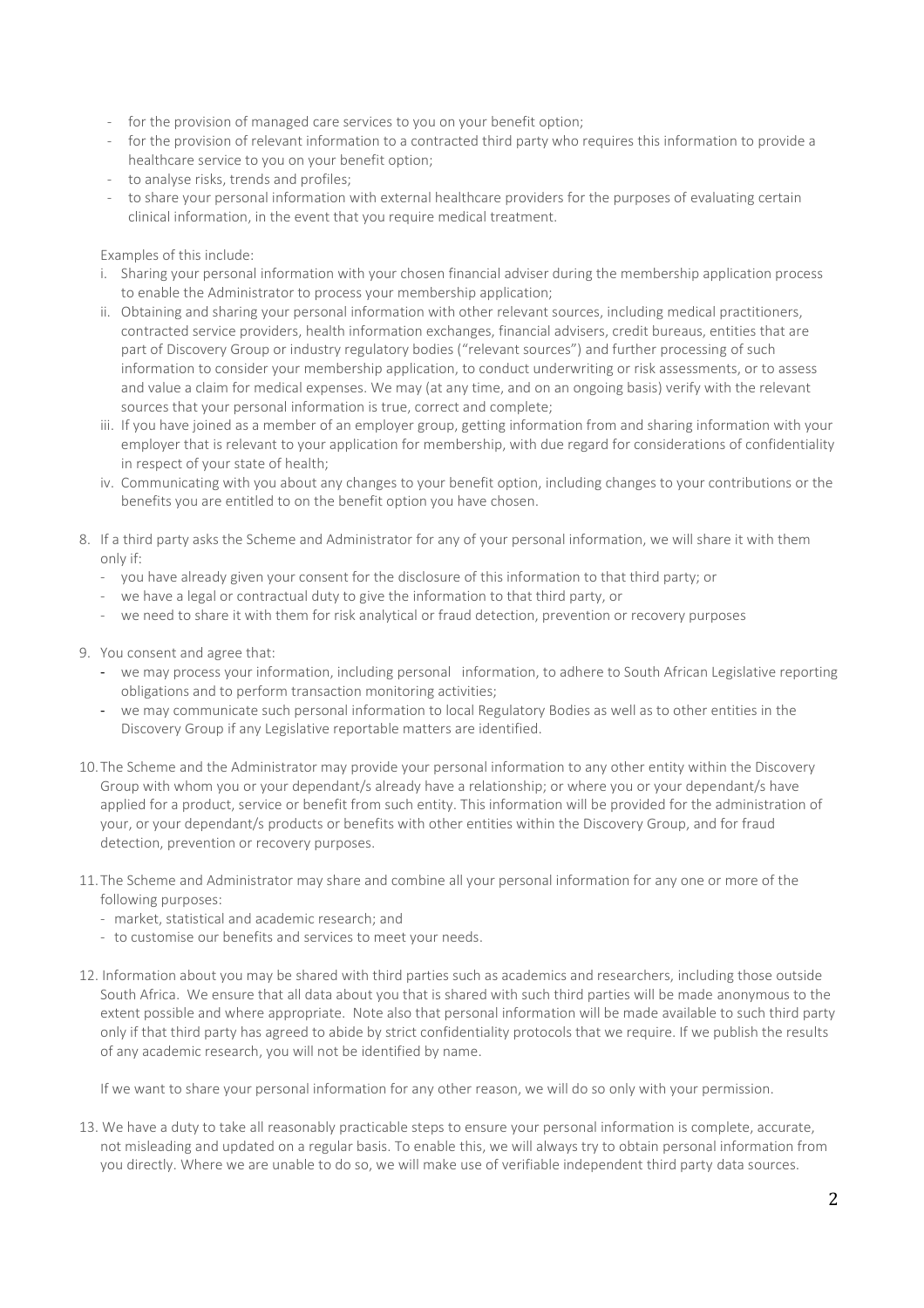- for the provision of managed care services to you on your benefit option;
- for the provision of relevant information to a contracted third party who requires this information to provide a healthcare service to you on your benefit option;
- to analyse risks, trends and profiles;
- to share your personal information with external healthcare providers for the purposes of evaluating certain clinical information, in the event that you require medical treatment.

Examples of this include:

i. Sharing your personal information with your chosen financial adviser during the membership application process to enable the Administrator to process your membership application;
ii. Obtaining and sharing your personal information with other relevant sources, including medical practitioners, contracted service providers, health information exchanges, financial advisers, credit bureaus, entities that are part of Discovery Group or industry regulatory bodies ("relevant sources") and further processing of such information to consider your membership application, to conduct underwriting or risk assessments, or to assess and value a claim for medical expenses. We may (at any time, and on an ongoing basis) verify with the relevant sources that your personal information is true, correct and complete;
iii. If you have joined as a member of an employer group, getting information from and sharing information with your employer that is relevant to your application for membership, with due regard for considerations of confidentiality in respect of your state of health;
iv. Communicating with you about any changes to your benefit option, including changes to your contributions or the benefits you are entitled to on the benefit option you have chosen.

8. If a third party asks the Scheme and Administrator for any of your personal information, we will share it with them only if:
   - you have already given your consent for the disclosure of this information to that third party; or
   - we have a legal or contractual duty to give the information to that third party, or
   - we need to share it with them for risk analytical or fraud detection, prevention or recovery purposes

9. You consent and agree that:
   - we may process your information, including personal information, to adhere to South African Legislative reporting obligations and to perform transaction monitoring activities;
   - we may communicate such personal information to local Regulatory Bodies as well as to other entities in the Discovery Group if any Legislative reportable matters are identified.

10. The Scheme and the Administrator may provide your personal information to any other entity within the Discovery Group with whom you or your dependant/s already have a relationship; or where you or your dependant/s have applied for a product, service or benefit from such entity. This information will be provided for the administration of your, or your dependant/s products or benefits with other entities within the Discovery Group, and for fraud detection, prevention or recovery purposes.

11. The Scheme and Administrator may share and combine all your personal information for any one or more of the following purposes:
    - market, statistical and academic research; and
    - to customise our benefits and services to meet your needs.

12. Information about you may be shared with third parties such as academics and researchers, including those outside South Africa. We ensure that all data about you that is shared with such third parties will be made anonymous to the extent possible and where appropriate. Note also that personal information will be made available to such third party only if that third party has agreed to abide by strict confidentiality protocols that we require. If we publish the results of any academic research, you will not be identified by name.

    If we want to share your personal information for any other reason, we will do so only with your permission.

13. We have a duty to take all reasonably practicable steps to ensure your personal information is complete, accurate, not misleading and updated on a regular basis. To enable this, we will always try to obtain personal information from you directly. Where we are unable to do so, we will make use of verifiable independent third party data sources.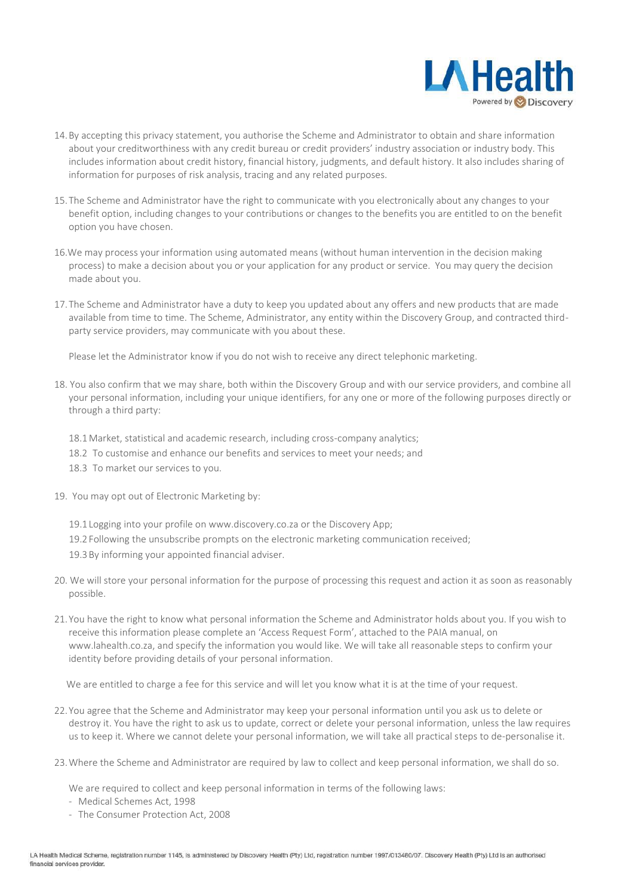14. By accepting this privacy statement, you authorise the Scheme and Administrator to obtain and share information about your creditworthiness with any credit bureau or credit providers' industry association or industry body. This includes information about credit history, financial history, judgments, and default history. It also includes sharing of information for purposes of risk analysis, tracing and any related purposes.

15. The Scheme and Administrator have the right to communicate with you electronically about any changes to your benefit option, including changes to your contributions or changes to the benefits you are entitled to on the benefit option you have chosen.

16. We may process your information using automated means (without human intervention in the decision making process) to make a decision about you or your application for any product or service. You may query the decision made about you.

17. The Scheme and Administrator have a duty to keep you updated about any offers and new products that are made available from time to time. The Scheme, Administrator, any entity within the Discovery Group, and contracted third-party service providers, may communicate with you about these.

    Please let the Administrator know if you do not wish to receive any direct telephonic marketing.

18. You also confirm that we may share, both within the Discovery Group and with our service providers, and combine all your personal information, including your unique identifiers, for any one or more of the following purposes directly or through a third party:

    18.1 Market, statistical and academic research, including cross-company analytics;
    18.2 To customise and enhance our benefits and services to meet your needs; and
    18.3 To market our services to you.

19. You may opt out of Electronic Marketing by:

    19.1 Logging into your profile on www.discovery.co.za or the Discovery App;
    19.2 Following the unsubscribe prompts on the electronic marketing communication received;
    19.3 By informing your appointed financial adviser.

20. We will store your personal information for the purpose of processing this request and action it as soon as reasonably possible.

21. You have the right to know what personal information the Scheme and Administrator holds about you. If you wish to receive this information please complete an 'Access Request Form', attached to the PAIA manual, on www.lahealth.co.za, and specify the information you would like. We will take all reasonable steps to confirm your identity before providing details of your personal information.

    We are entitled to charge a fee for this service and will let you know what it is at the time of your request.

22. You agree that the Scheme and Administrator may keep your personal information until you ask us to delete or destroy it. You have the right to ask us to update, correct or delete your personal information, unless the law requires us to keep it. Where we cannot delete your personal information, we will take all practical steps to de-personalise it.

23. Where the Scheme and Administrator are required by law to collect and keep personal information, we shall do so.

    We are required to collect and keep personal information in terms of the following laws:
    - Medical Schemes Act, 1998
    - The Consumer Protection Act, 2008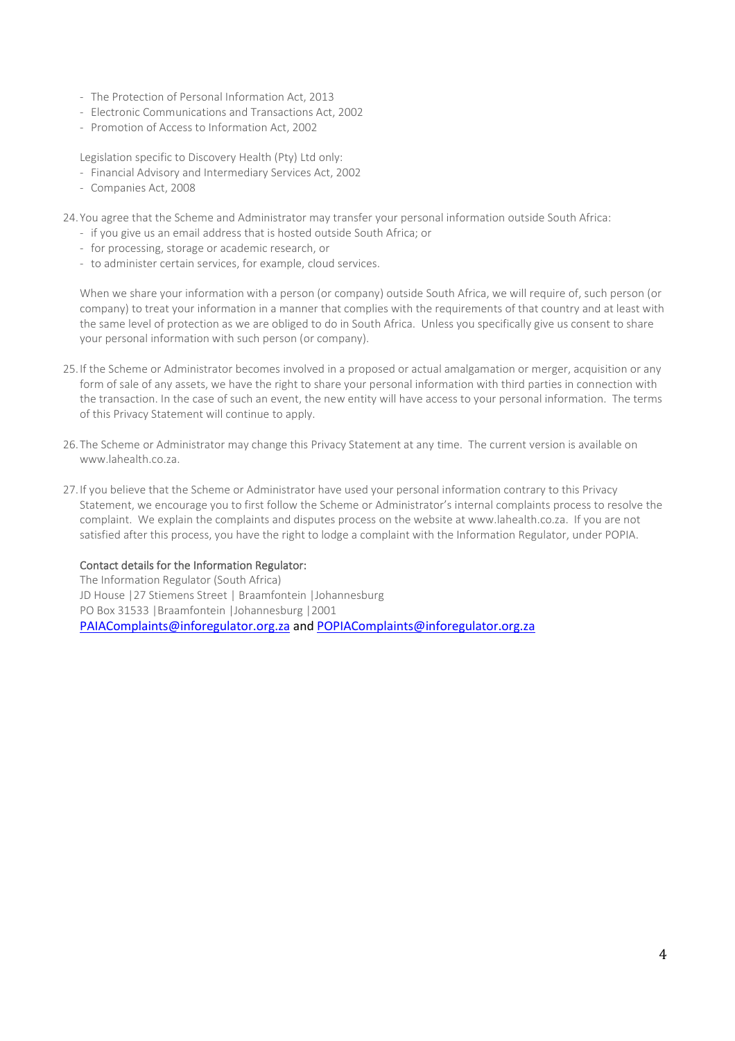- The Protection of Personal Information Act, 2013
- Electronic Communications and Transactions Act, 2002
- Promotion of Access to Information Act, 2002

Legislation specific to Discovery Health (Pty) Ltd only:

- Financial Advisory and Intermediary Services Act, 2002
- Companies Act, 2008

24. You agree that the Scheme and Administrator may transfer your personal information outside South Africa:
    - if you give us an email address that is hosted outside South Africa; or
    - for processing, storage or academic research, or
    - to administer certain services, for example, cloud services.

    When we share your information with a person (or company) outside South Africa, we will require of, such person (or company) to treat your information in a manner that complies with the requirements of that country and at least with the same level of protection as we are obliged to do in South Africa. Unless you specifically give us consent to share your personal information with such person (or company).

25. If the Scheme or Administrator becomes involved in a proposed or actual amalgamation or merger, acquisition or any form of sale of any assets, we have the right to share your personal information with third parties in connection with the transaction. In the case of such an event, the new entity will have access to your personal information. The terms of this Privacy Statement will continue to apply.

26. The Scheme or Administrator may change this Privacy Statement at any time. The current version is available on www.lahealth.co.za.

27. If you believe that the Scheme or Administrator have used your personal information contrary to this Privacy Statement, we encourage you to first follow the Scheme or Administrator's internal complaints process to resolve the complaint. We explain the complaints and disputes process on the website at www.lahealth.co.za. If you are not satisfied after this process, you have the right to lodge a complaint with the Information Regulator, under POPIA.

    **Contact details for the Information Regulator:**
    The Information Regulator (South Africa)
    JD House | 27 Stiemens Street | Braamfontein | Johannesburg
    PO Box 31533 | Braamfontein | Johannesburg | 2001
    PAIAComplaints@inforegulator.org.za and POPIAComplaints@inforegulator.org.za